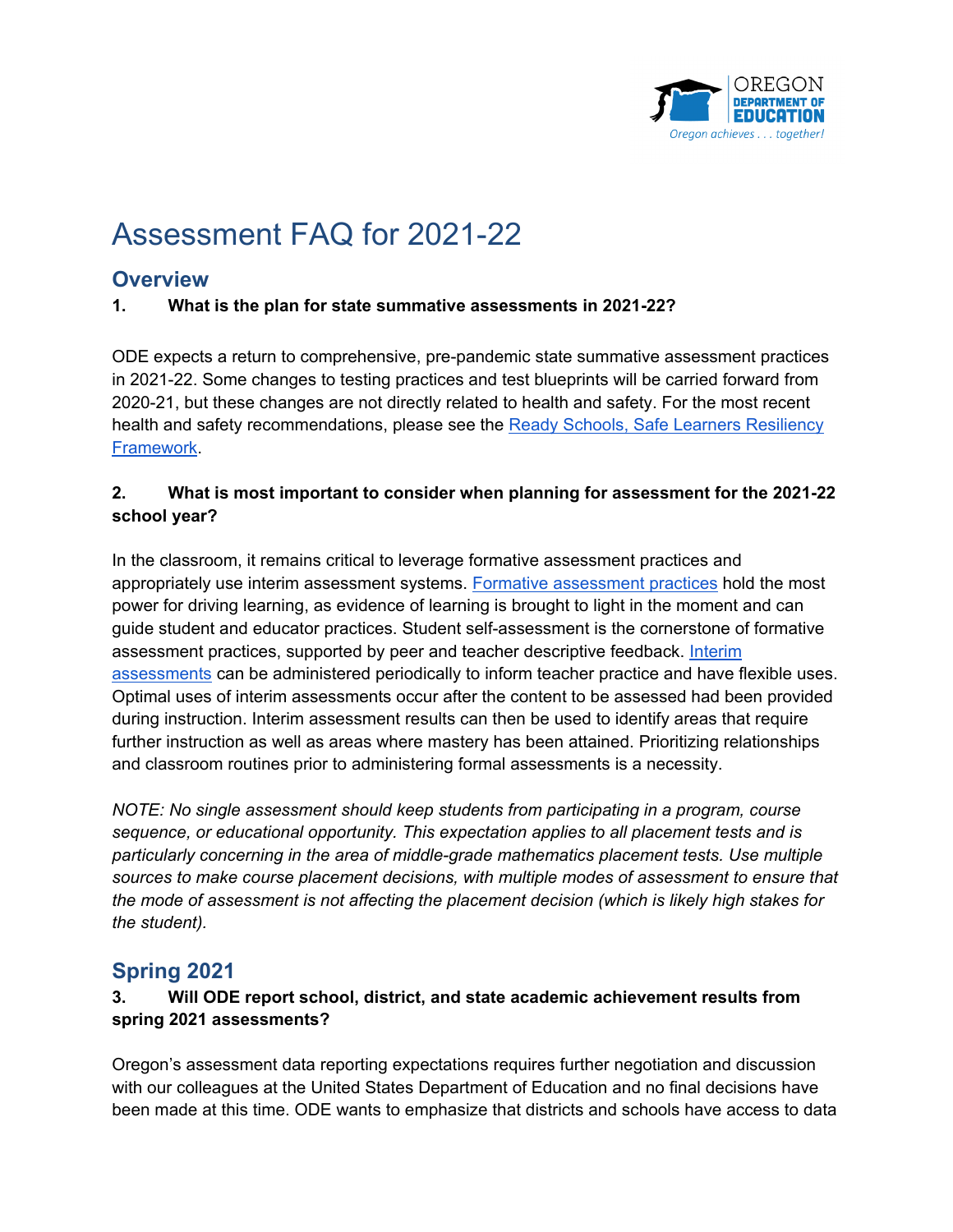# Assessment FAQ for 2021-22

## Overview

### 1. What is the plan for state summative assessments in 2021-22?

ODE expects a return to comprehensive, pre-pandemic state summative assessment practices in 2021-22. Some changes to testing practices and test blueprints will be carried forward from 2020-21, but these changes are not directly related to health and safety. For the most recent health and safety recommendations, please see the Ready Schools, Safe Learners Resiliency Framework.

### 2. What is most important to consider when planning for assessment for the 2021-22 school year?

In the classroom, it remains critical to leverage formative assessment practices and appropriately use interim assessment systems. Formative assessment practices hold the most power for driving learning, as evidence of learning is brought to light in the moment and can guide student and educator practices. Student self-assessment is the cornerstone of formative assessment practices, supported by peer and teacher descriptive feedback. Interim assessments can be administered periodically to inform teacher practice and have flexible uses. Optimal uses of interim assessments occur after the content to be assessed had been provided during instruction. Interim assessment results can then be used to identify areas that require further instruction as well as areas where mastery has been attained. Prioritizing relationships and classroom routines prior to administering formal assessments is a necessity.

*NOTE: No single assessment should keep students from participating in a program, course sequence, or educational opportunity. This expectation applies to all placement tests and is particularly concerning in the area of middle-grade mathematics placement tests. Use multiple sources to make course placement decisions, with multiple modes of assessment to ensure that the mode of assessment is not affecting the placement decision (which is likely high stakes for the student).*

## Spring 2021

### 3. Will ODE report school, district, and state academic achievement results from spring 2021 assessments?

Oregon's assessment data reporting expectations requires further negotiation and discussion with our colleagues at the United States Department of Education and no final decisions have been made at this time. ODE wants to emphasize that districts and schools have access to data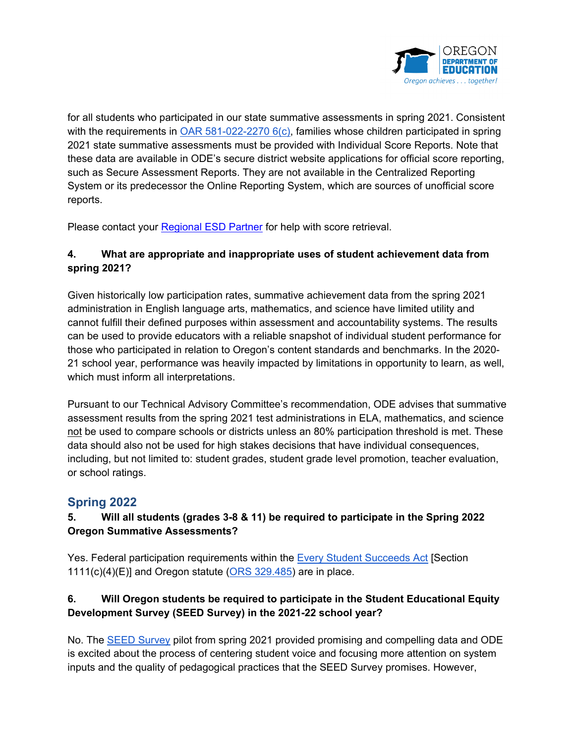for all students who participated in our state summative assessments in spring 2021. Consistent with the requirements in OAR 581-022-2270 6(c), families whose children participated in spring 2021 state summative assessments must be provided with Individual Score Reports. Note that these data are available in ODE's secure district website applications for official score reporting, such as Secure Assessment Reports. They are not available in the Centralized Reporting System or its predecessor the Online Reporting System, which are sources of unofficial score reports.

Please contact your Regional ESD Partner for help with score retrieval.

**4. What are appropriate and inappropriate uses of student achievement data from spring 2021?**

Given historically low participation rates, summative achievement data from the spring 2021 administration in English language arts, mathematics, and science have limited utility and cannot fulfill their defined purposes within assessment and accountability systems. The results can be used to provide educators with a reliable snapshot of individual student performance for those who participated in relation to Oregon's content standards and benchmarks. In the 2020-21 school year, performance was heavily impacted by limitations in opportunity to learn, as well, which must inform all interpretations.

Pursuant to our Technical Advisory Committee's recommendation, ODE advises that summative assessment results from the spring 2021 test administrations in ELA, mathematics, and science <u>not</u> be used to compare schools or districts unless an 80% participation threshold is met. These data should also not be used for high stakes decisions that have individual consequences, including, but not limited to: student grades, student grade level promotion, teacher evaluation, or school ratings.

## Spring 2022

**5. Will all students (grades 3-8 & 11) be required to participate in the Spring 2022 Oregon Summative Assessments?**

Yes. Federal participation requirements within the Every Student Succeeds Act [Section 1111(c)(4)(E)] and Oregon statute (ORS 329.485) are in place.

**6. Will Oregon students be required to participate in the Student Educational Equity Development Survey (SEED Survey) in the 2021-22 school year?**

No. The SEED Survey pilot from spring 2021 provided promising and compelling data and ODE is excited about the process of centering student voice and focusing more attention on system inputs and the quality of pedagogical practices that the SEED Survey promises. However,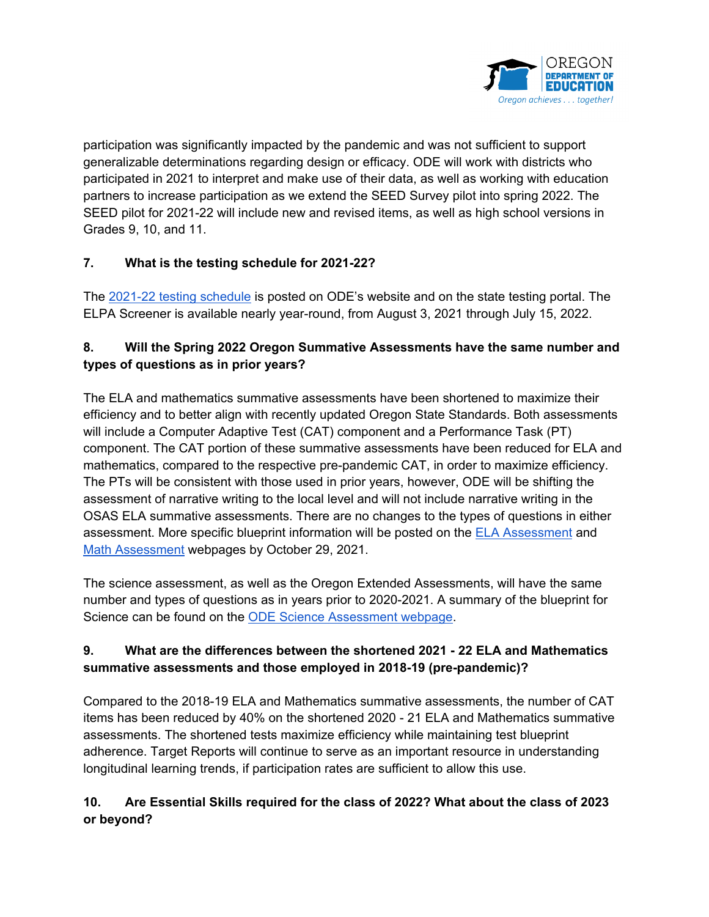participation was significantly impacted by the pandemic and was not sufficient to support generalizable determinations regarding design or efficacy. ODE will work with districts who participated in 2021 to interpret and make use of their data, as well as working with education partners to increase participation as we extend the SEED Survey pilot into spring 2022. The SEED pilot for 2021-22 will include new and revised items, as well as high school versions in Grades 9, 10, and 11.

**7. What is the testing schedule for 2021-22?**

The [2021-22 testing schedule] is posted on ODE's website and on the state testing portal. The ELPA Screener is available nearly year-round, from August 3, 2021 through July 15, 2022.

**8. Will the Spring 2022 Oregon Summative Assessments have the same number and types of questions as in prior years?**

The ELA and mathematics summative assessments have been shortened to maximize their efficiency and to better align with recently updated Oregon State Standards. Both assessments will include a Computer Adaptive Test (CAT) component and a Performance Task (PT) component. The CAT portion of these summative assessments have been reduced for ELA and mathematics, compared to the respective pre-pandemic CAT, in order to maximize efficiency. The PTs will be consistent with those used in prior years, however, ODE will be shifting the assessment of narrative writing to the local level and will not include narrative writing in the OSAS ELA summative assessments. There are no changes to the types of questions in either assessment. More specific blueprint information will be posted on the [ELA Assessment] and [Math Assessment] webpages by October 29, 2021.

The science assessment, as well as the Oregon Extended Assessments, will have the same number and types of questions as in years prior to 2020-2021. A summary of the blueprint for Science can be found on the [ODE Science Assessment webpage].

**9. What are the differences between the shortened 2021 - 22 ELA and Mathematics summative assessments and those employed in 2018-19 (pre-pandemic)?**

Compared to the 2018-19 ELA and Mathematics summative assessments, the number of CAT items has been reduced by 40% on the shortened 2020 - 21 ELA and Mathematics summative assessments. The shortened tests maximize efficiency while maintaining test blueprint adherence. Target Reports will continue to serve as an important resource in understanding longitudinal learning trends, if participation rates are sufficient to allow this use.

**10. Are Essential Skills required for the class of 2022? What about the class of 2023 or beyond?**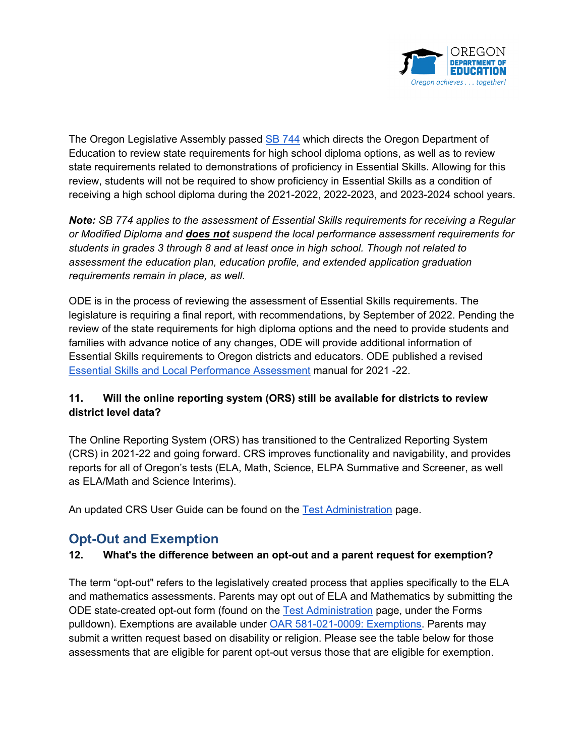The Oregon Legislative Assembly passed SB 744 which directs the Oregon Department of Education to review state requirements for high school diploma options, as well as to review state requirements related to demonstrations of proficiency in Essential Skills. Allowing for this review, students will not be required to show proficiency in Essential Skills as a condition of receiving a high school diploma during the 2021-2022, 2022-2023, and 2023-2024 school years.

***Note:*** *SB 774 applies to the assessment of Essential Skills requirements for receiving a Regular or Modified Diploma and* ***does not*** *suspend the local performance assessment requirements for students in grades 3 through 8 and at least once in high school. Though not related to assessment the education plan, education profile, and extended application graduation requirements remain in place, as well.*

ODE is in the process of reviewing the assessment of Essential Skills requirements. The legislature is requiring a final report, with recommendations, by September of 2022. Pending the review of the state requirements for high diploma options and the need to provide students and families with advance notice of any changes, ODE will provide additional information of Essential Skills requirements to Oregon districts and educators. ODE published a revised Essential Skills and Local Performance Assessment manual for 2021 -22.

**11. Will the online reporting system (ORS) still be available for districts to review district level data?**

The Online Reporting System (ORS) has transitioned to the Centralized Reporting System (CRS) in 2021-22 and going forward. CRS improves functionality and navigability, and provides reports for all of Oregon's tests (ELA, Math, Science, ELPA Summative and Screener, as well as ELA/Math and Science Interims).

An updated CRS User Guide can be found on the Test Administration page.

## Opt-Out and Exemption

**12. What's the difference between an opt-out and a parent request for exemption?**

The term "opt-out" refers to the legislatively created process that applies specifically to the ELA and mathematics assessments. Parents may opt out of ELA and Mathematics by submitting the ODE state-created opt-out form (found on the Test Administration page, under the Forms pulldown). Exemptions are available under OAR 581-021-0009: Exemptions. Parents may submit a written request based on disability or religion. Please see the table below for those assessments that are eligible for parent opt-out versus those that are eligible for exemption.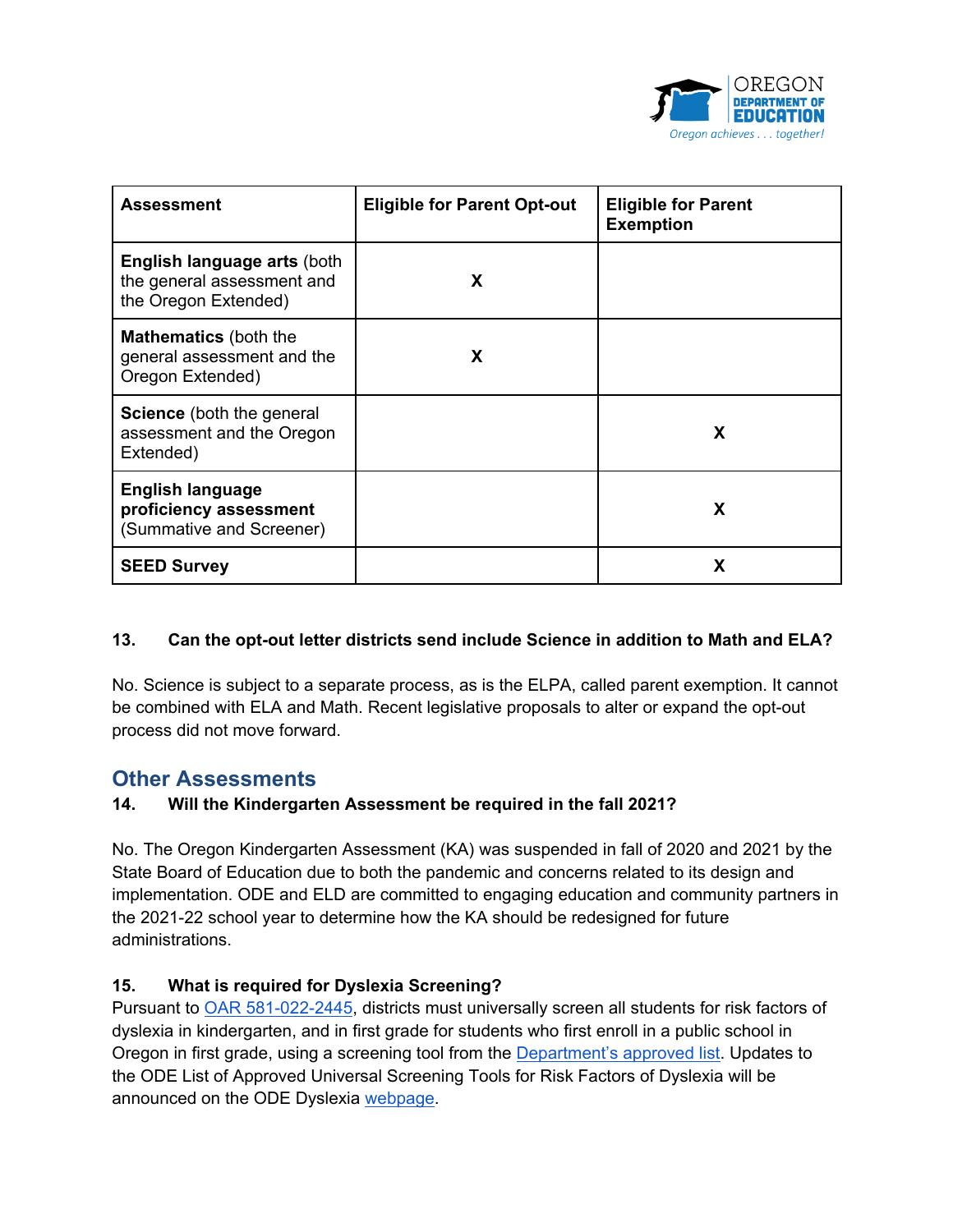| Assessment | Eligible for Parent Opt-out | Eligible for Parent Exemption |
|---|---|---|
| **English language arts** (both the general assessment and the Oregon Extended) | X | |
| **Mathematics** (both the general assessment and the Oregon Extended) | X | |
| **Science** (both the general assessment and the Oregon Extended) | | X |
| **English language proficiency assessment** (Summative and Screener) | | X |
| **SEED Survey** | | X |

**13. Can the opt-out letter districts send include Science in addition to Math and ELA?**

No. Science is subject to a separate process, as is the ELPA, called parent exemption. It cannot be combined with ELA and Math. Recent legislative proposals to alter or expand the opt-out process did not move forward.

## Other Assessments

**14. Will the Kindergarten Assessment be required in the fall 2021?**

No. The Oregon Kindergarten Assessment (KA) was suspended in fall of 2020 and 2021 by the State Board of Education due to both the pandemic and concerns related to its design and implementation. ODE and ELD are committed to engaging education and community partners in the 2021-22 school year to determine how the KA should be redesigned for future administrations.

**15. What is required for Dyslexia Screening?**

Pursuant to OAR 581-022-2445, districts must universally screen all students for risk factors of dyslexia in kindergarten, and in first grade for students who first enroll in a public school in Oregon in first grade, using a screening tool from the Department's approved list. Updates to the ODE List of Approved Universal Screening Tools for Risk Factors of Dyslexia will be announced on the ODE Dyslexia webpage.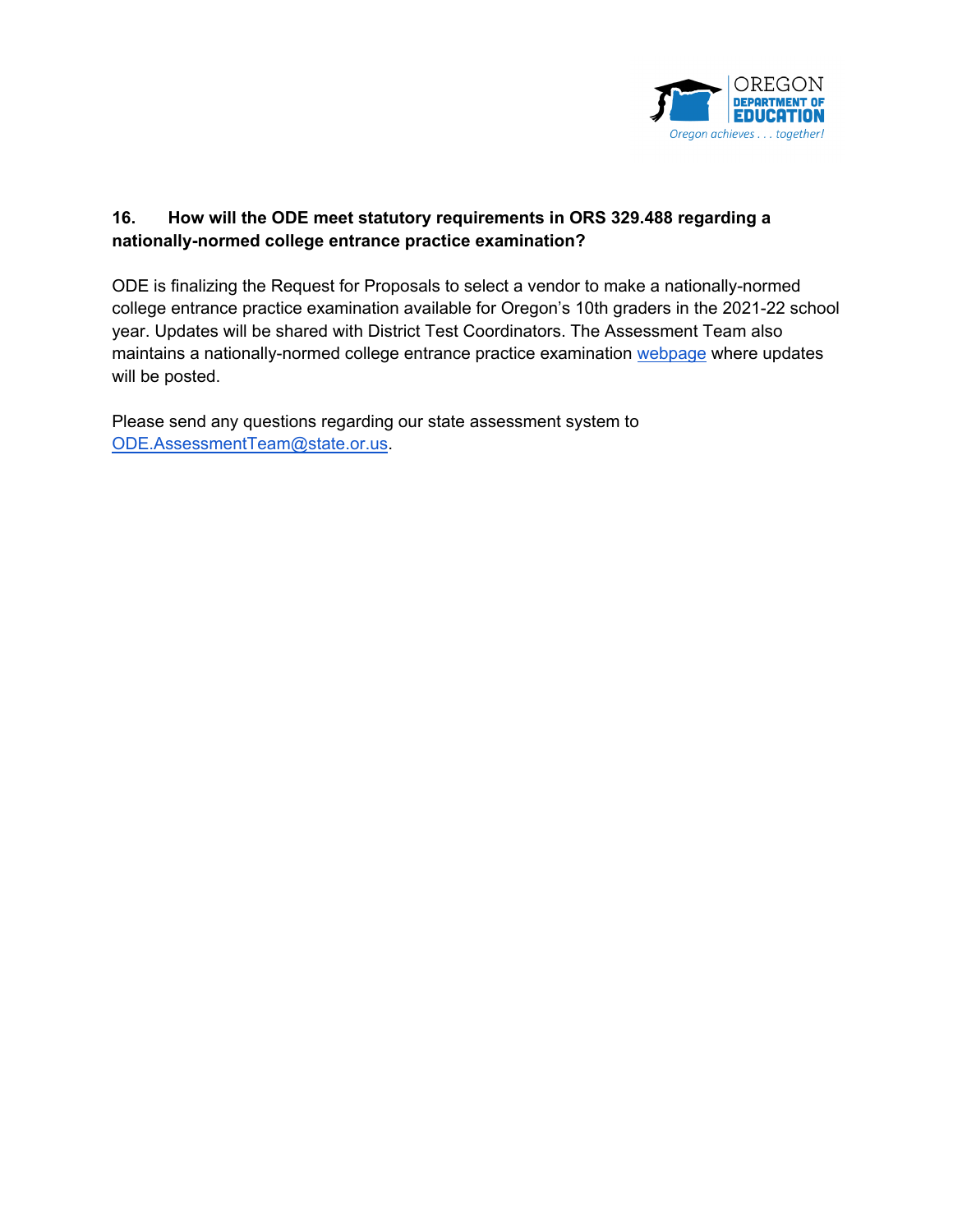**16. How will the ODE meet statutory requirements in ORS 329.488 regarding a nationally-normed college entrance practice examination?**

ODE is finalizing the Request for Proposals to select a vendor to make a nationally-normed college entrance practice examination available for Oregon's 10th graders in the 2021-22 school year. Updates will be shared with District Test Coordinators. The Assessment Team also maintains a nationally-normed college entrance practice examination webpage where updates will be posted.

Please send any questions regarding our state assessment system to ODE.AssessmentTeam@state.or.us.